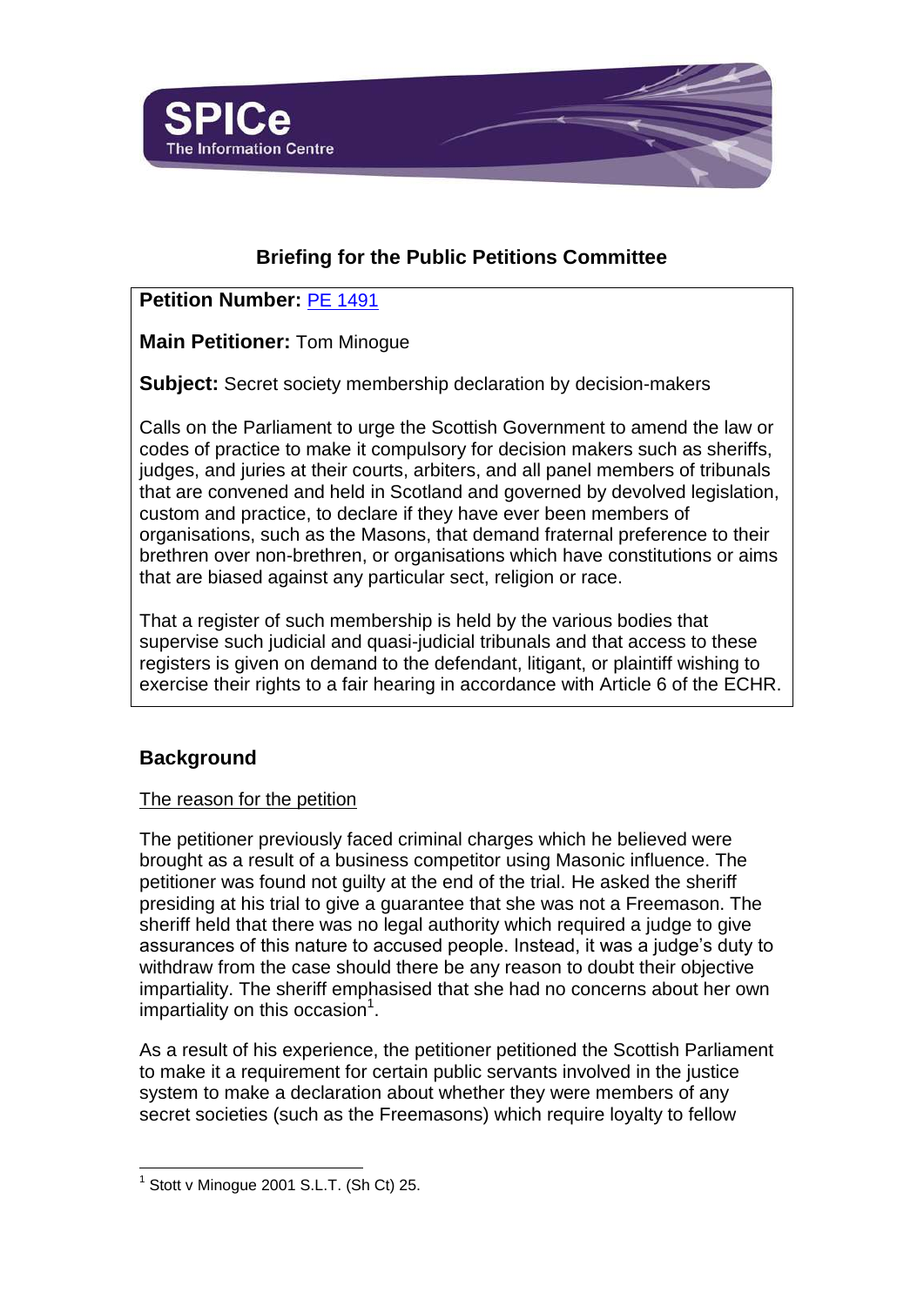# Briefing for the Public Petitions Committee

**Petition Number:** PE 1491

**Main Petitioner:** Tom Minogue

**Subject:** Secret society membership declaration by decision-makers

Calls on the Parliament to urge the Scottish Government to amend the law or codes of practice to make it compulsory for decision makers such as sheriffs, judges, and juries at their courts, arbiters, and all panel members of tribunals that are convened and held in Scotland and governed by devolved legislation, custom and practice, to declare if they have ever been members of organisations, such as the Masons, that demand fraternal preference to their brethren over non-brethren, or organisations which have constitutions or aims that are biased against any particular sect, religion or race.

That a register of such membership is held by the various bodies that supervise such judicial and quasi-judicial tribunals and that access to these registers is given on demand to the defendant, litigant, or plaintiff wishing to exercise their rights to a fair hearing in accordance with Article 6 of the ECHR.

## Background

The reason for the petition

The petitioner previously faced criminal charges which he believed were brought as a result of a business competitor using Masonic influence. The petitioner was found not guilty at the end of the trial. He asked the sheriff presiding at his trial to give a guarantee that she was not a Freemason. The sheriff held that there was no legal authority which required a judge to give assurances of this nature to accused people. Instead, it was a judge's duty to withdraw from the case should there be any reason to doubt their objective impartiality. The sheriff emphasised that she had no concerns about her own impartiality on this occasion[1].

As a result of his experience, the petitioner petitioned the Scottish Parliament to make it a requirement for certain public servants involved in the justice system to make a declaration about whether they were members of any secret societies (such as the Freemasons) which require loyalty to fellow

[1] Stott v Minogue 2001 S.L.T. (Sh Ct) 25.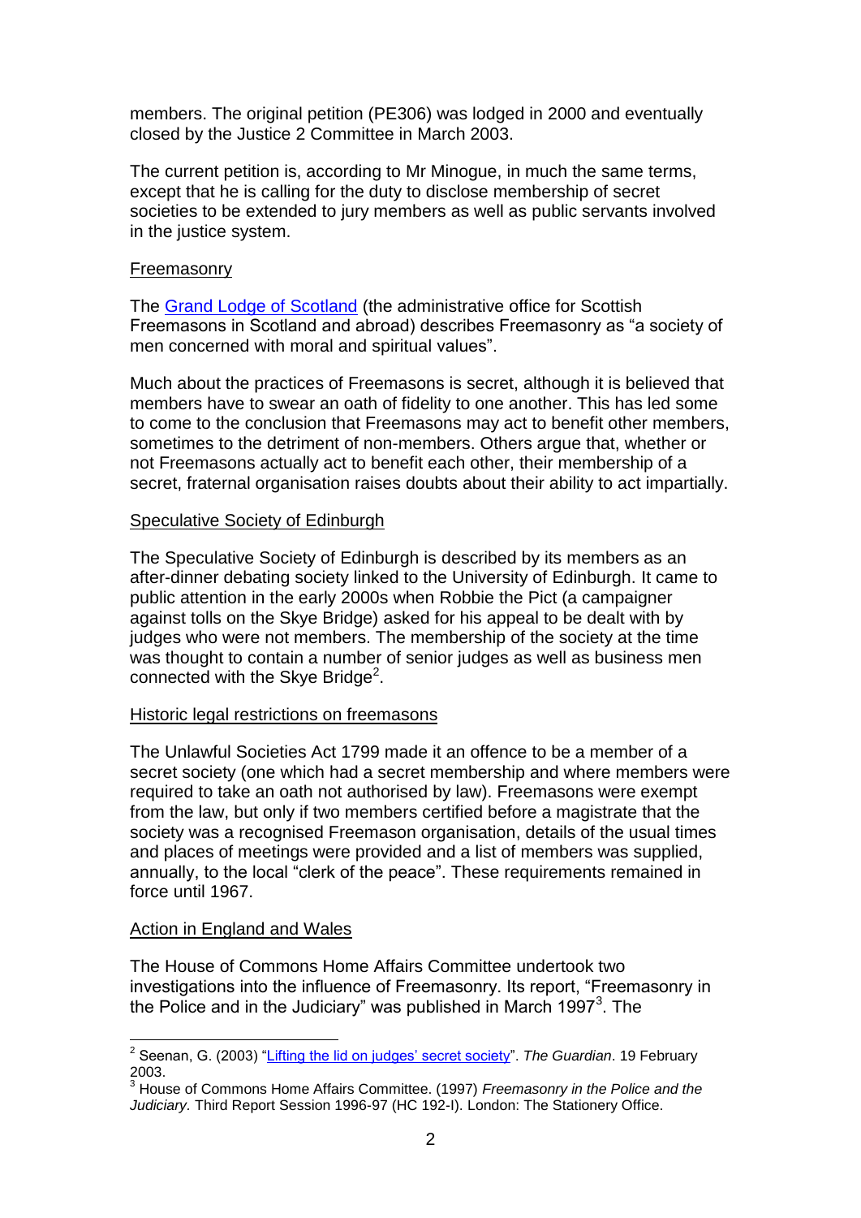members. The original petition (PE306) was lodged in 2000 and eventually closed by the Justice 2 Committee in March 2003.

The current petition is, according to Mr Minogue, in much the same terms, except that he is calling for the duty to disclose membership of secret societies to be extended to jury members as well as public servants involved in the justice system.

## Freemasonry

The Grand Lodge of Scotland (the administrative office for Scottish Freemasons in Scotland and abroad) describes Freemasonry as "a society of men concerned with moral and spiritual values".

Much about the practices of Freemasons is secret, although it is believed that members have to swear an oath of fidelity to one another. This has led some to come to the conclusion that Freemasons may act to benefit other members, sometimes to the detriment of non-members. Others argue that, whether or not Freemasons actually act to benefit each other, their membership of a secret, fraternal organisation raises doubts about their ability to act impartially.

## Speculative Society of Edinburgh

The Speculative Society of Edinburgh is described by its members as an after-dinner debating society linked to the University of Edinburgh. It came to public attention in the early 2000s when Robbie the Pict (a campaigner against tolls on the Skye Bridge) asked for his appeal to be dealt with by judges who were not members. The membership of the society at the time was thought to contain a number of senior judges as well as business men connected with the Skye Bridge[2].

## Historic legal restrictions on freemasons

The Unlawful Societies Act 1799 made it an offence to be a member of a secret society (one which had a secret membership and where members were required to take an oath not authorised by law). Freemasons were exempt from the law, but only if two members certified before a magistrate that the society was a recognised Freemason organisation, details of the usual times and places of meetings were provided and a list of members was supplied, annually, to the local "clerk of the peace". These requirements remained in force until 1967.

## Action in England and Wales

The House of Commons Home Affairs Committee undertook two investigations into the influence of Freemasonry. Its report, "Freemasonry in the Police and in the Judiciary" was published in March 1997[3]. The

---

[2] Seenan, G. (2003) "Lifting the lid on judges' secret society". *The Guardian*. 19 February 2003.

[3] House of Commons Home Affairs Committee. (1997) *Freemasonry in the Police and the Judiciary.* Third Report Session 1996-97 (HC 192-I). London: The Stationery Office.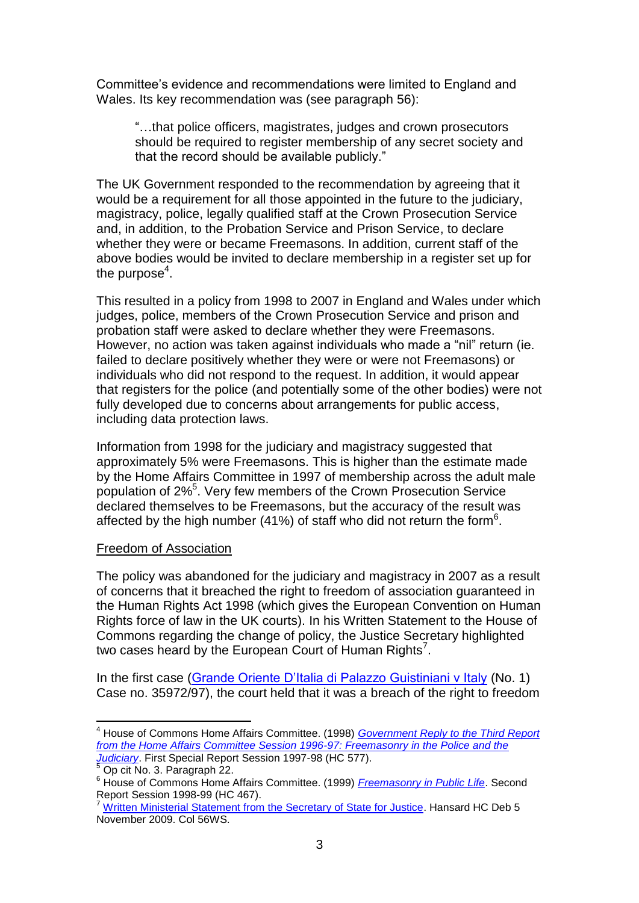Committee's evidence and recommendations were limited to England and Wales. Its key recommendation was (see paragraph 56):

> "…that police officers, magistrates, judges and crown prosecutors should be required to register membership of any secret society and that the record should be available publicly."

The UK Government responded to the recommendation by agreeing that it would be a requirement for all those appointed in the future to the judiciary, magistracy, police, legally qualified staff at the Crown Prosecution Service and, in addition, to the Probation Service and Prison Service, to declare whether they were or became Freemasons. In addition, current staff of the above bodies would be invited to declare membership in a register set up for the purpose[4].

This resulted in a policy from 1998 to 2007 in England and Wales under which judges, police, members of the Crown Prosecution Service and prison and probation staff were asked to declare whether they were Freemasons. However, no action was taken against individuals who made a "nil" return (ie. failed to declare positively whether they were or were not Freemasons) or individuals who did not respond to the request. In addition, it would appear that registers for the police (and potentially some of the other bodies) were not fully developed due to concerns about arrangements for public access, including data protection laws.

Information from 1998 for the judiciary and magistracy suggested that approximately 5% were Freemasons. This is higher than the estimate made by the Home Affairs Committee in 1997 of membership across the adult male population of 2%[5]. Very few members of the Crown Prosecution Service declared themselves to be Freemasons, but the accuracy of the result was affected by the high number (41%) of staff who did not return the form[6].

## Freedom of Association

The policy was abandoned for the judiciary and magistracy in 2007 as a result of concerns that it breached the right to freedom of association guaranteed in the Human Rights Act 1998 (which gives the European Convention on Human Rights force of law in the UK courts). In his Written Statement to the House of Commons regarding the change of policy, the Justice Secretary highlighted two cases heard by the European Court of Human Rights[7].

In the first case (Grande Oriente D'Italia di Palazzo Guistiniani v Italy (No. 1) Case no. 35972/97), the court held that it was a breach of the right to freedom

---

[4] House of Commons Home Affairs Committee. (1998) *Government Reply to the Third Report from the Home Affairs Committee Session 1996-97: Freemasonry in the Police and the Judiciary*. First Special Report Session 1997-98 (HC 577).

[5] Op cit No. 3. Paragraph 22.

[6] House of Commons Home Affairs Committee. (1999) *Freemasonry in Public Life*. Second Report Session 1998-99 (HC 467).

[7] Written Ministerial Statement from the Secretary of State for Justice. Hansard HC Deb 5 November 2009. Col 56WS.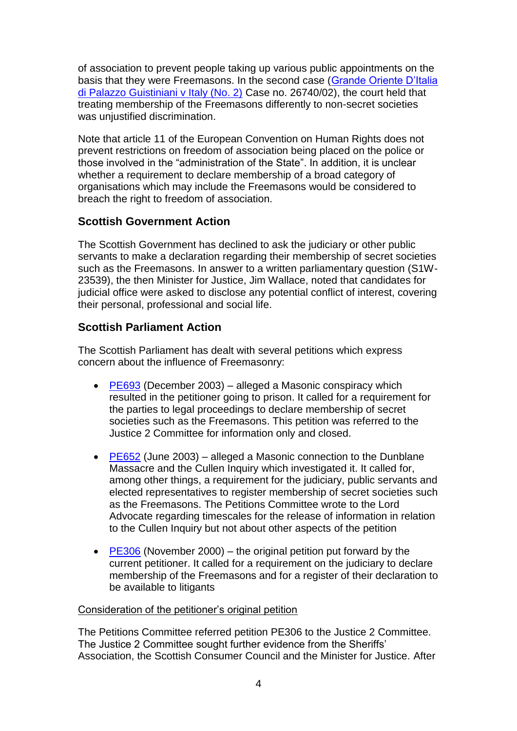of association to prevent people taking up various public appointments on the basis that they were Freemasons. In the second case (Grande Oriente D'Italia di Palazzo Guistiniani v Italy (No. 2) Case no. 26740/02), the court held that treating membership of the Freemasons differently to non-secret societies was unjustified discrimination.

Note that article 11 of the European Convention on Human Rights does not prevent restrictions on freedom of association being placed on the police or those involved in the "administration of the State". In addition, it is unclear whether a requirement to declare membership of a broad category of organisations which may include the Freemasons would be considered to breach the right to freedom of association.

### Scottish Government Action

The Scottish Government has declined to ask the judiciary or other public servants to make a declaration regarding their membership of secret societies such as the Freemasons. In answer to a written parliamentary question (S1W-23539), the then Minister for Justice, Jim Wallace, noted that candidates for judicial office were asked to disclose any potential conflict of interest, covering their personal, professional and social life.

### Scottish Parliament Action

The Scottish Parliament has dealt with several petitions which express concern about the influence of Freemasonry:

- PE693 (December 2003) – alleged a Masonic conspiracy which resulted in the petitioner going to prison. It called for a requirement for the parties to legal proceedings to declare membership of secret societies such as the Freemasons. This petition was referred to the Justice 2 Committee for information only and closed.
- PE652 (June 2003) – alleged a Masonic connection to the Dunblane Massacre and the Cullen Inquiry which investigated it. It called for, among other things, a requirement for the judiciary, public servants and elected representatives to register membership of secret societies such as the Freemasons. The Petitions Committee wrote to the Lord Advocate regarding timescales for the release of information in relation to the Cullen Inquiry but not about other aspects of the petition
- PE306 (November 2000) – the original petition put forward by the current petitioner. It called for a requirement on the judiciary to declare membership of the Freemasons and for a register of their declaration to be available to litigants

<u>Consideration of the petitioner's original petition</u>

The Petitions Committee referred petition PE306 to the Justice 2 Committee. The Justice 2 Committee sought further evidence from the Sheriffs' Association, the Scottish Consumer Council and the Minister for Justice. After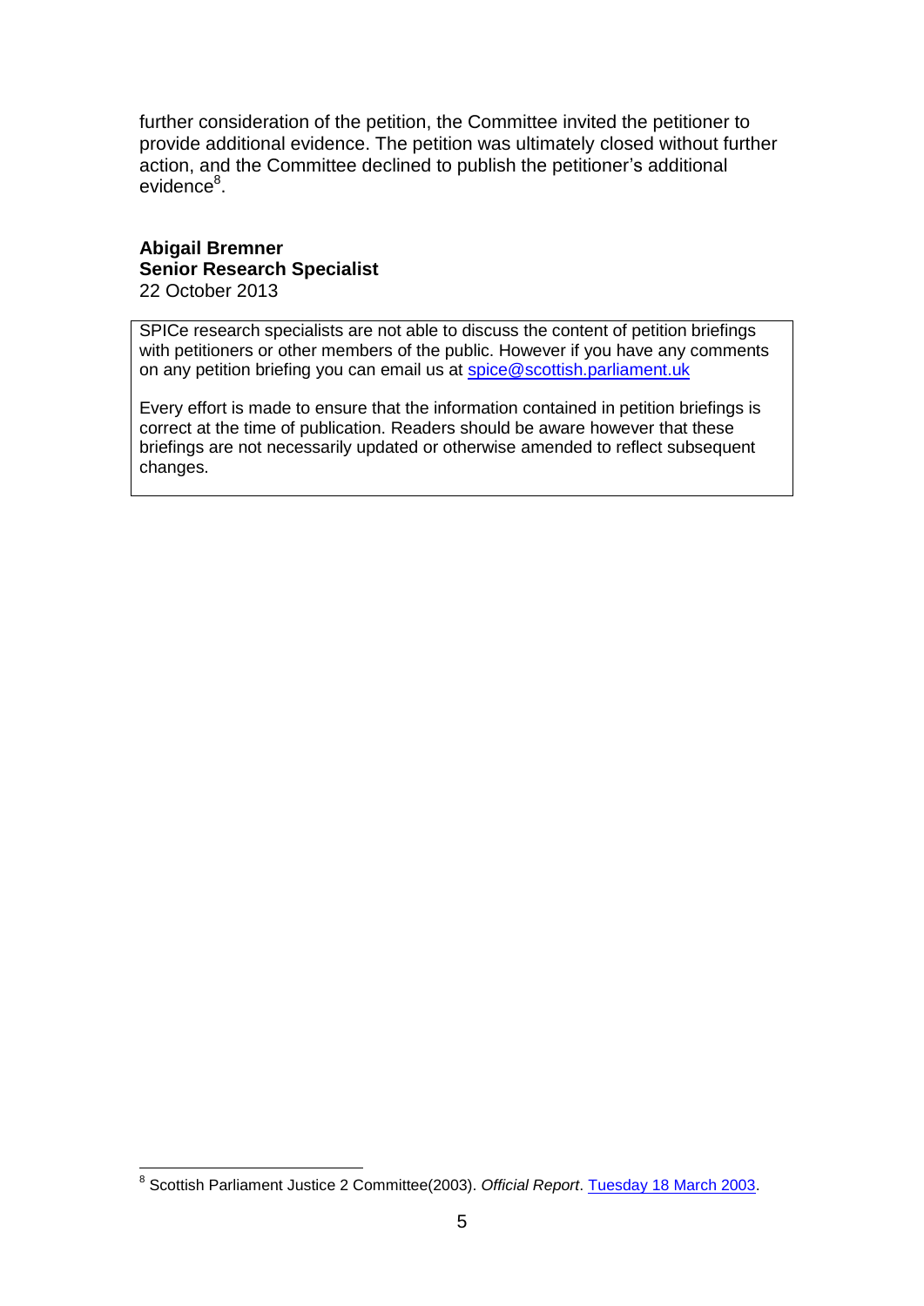further consideration of the petition, the Committee invited the petitioner to provide additional evidence. The petition was ultimately closed without further action, and the Committee declined to publish the petitioner's additional evidence[8].

**Abigail Bremner**
**Senior Research Specialist**
22 October 2013

SPICe research specialists are not able to discuss the content of petition briefings with petitioners or other members of the public. However if you have any comments on any petition briefing you can email us at spice@scottish.parliament.uk

Every effort is made to ensure that the information contained in petition briefings is correct at the time of publication. Readers should be aware however that these briefings are not necessarily updated or otherwise amended to reflect subsequent changes.

---

[8] Scottish Parliament Justice 2 Committee(2003). *Official Report*. Tuesday 18 March 2003.